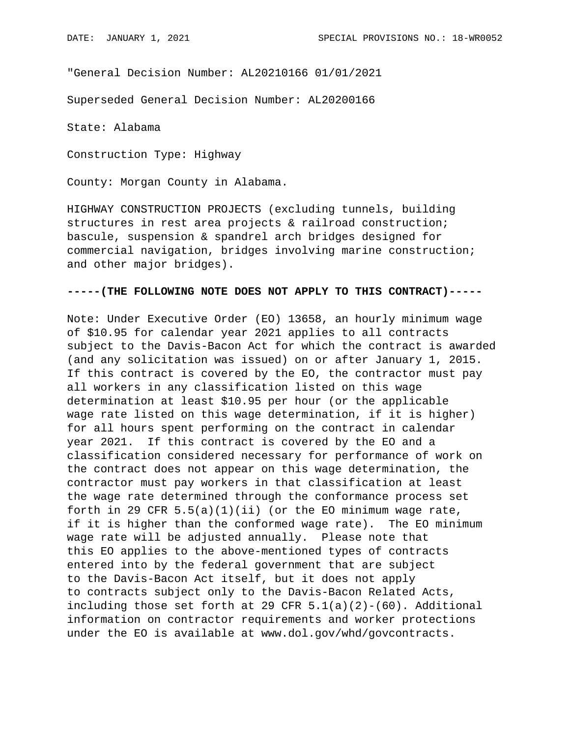"General Decision Number: AL20210166 01/01/2021

Superseded General Decision Number: AL20200166

State: Alabama

Construction Type: Highway

County: Morgan County in Alabama.

HIGHWAY CONSTRUCTION PROJECTS (excluding tunnels, building structures in rest area projects & railroad construction; bascule, suspension & spandrel arch bridges designed for commercial navigation, bridges involving marine construction; and other major bridges).

**-----(THE FOLLOWING NOTE DOES NOT APPLY TO THIS CONTRACT)-----**

Note: Under Executive Order (EO) 13658, an hourly minimum wage of $10.95 for calendar year 2021 applies to all contracts subject to the Davis-Bacon Act for which the contract is awarded (and any solicitation was issued) on or after January 1, 2015. If this contract is covered by the EO, the contractor must pay all workers in any classification listed on this wage determination at least $10.95 per hour (or the applicable wage rate listed on this wage determination, if it is higher) for all hours spent performing on the contract in calendar year 2021. If this contract is covered by the EO and a classification considered necessary for performance of work on the contract does not appear on this wage determination, the contractor must pay workers in that classification at least the wage rate determined through the conformance process set forth in 29 CFR 5.5(a)(1)(ii) (or the EO minimum wage rate, if it is higher than the conformed wage rate). The EO minimum wage rate will be adjusted annually. Please note that this EO applies to the above-mentioned types of contracts entered into by the federal government that are subject to the Davis-Bacon Act itself, but it does not apply to contracts subject only to the Davis-Bacon Related Acts, including those set forth at 29 CFR 5.1(a)(2)-(60). Additional information on contractor requirements and worker protections under the EO is available at www.dol.gov/whd/govcontracts.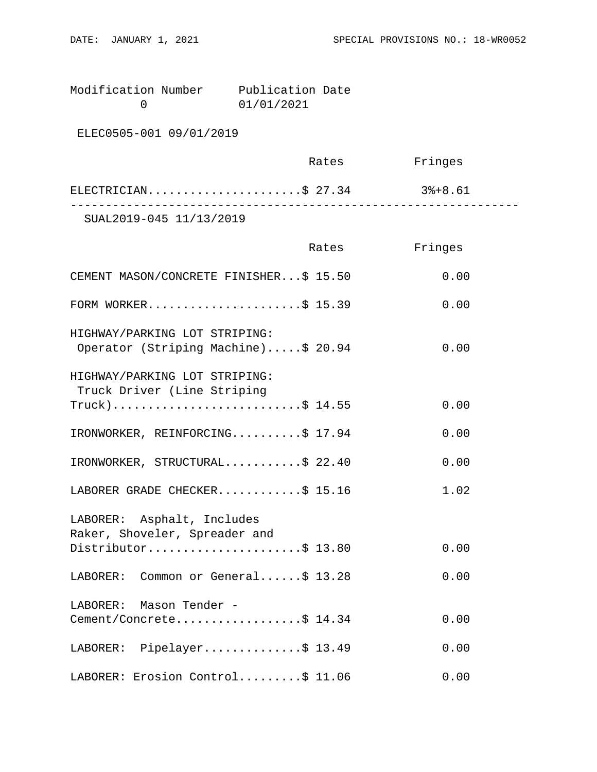| Modification Number | Publication Date |
|---|---|
| 0 | 01/01/2021 |

ELEC0505-001 09/01/2019

| | Rates | Fringes |
|---|---|---|
| ELECTRICIAN | $ 27.34 | 3%+8.61 |

---

SUAL2019-045 11/13/2019

| | Rates | Fringes |
|---|---|---|
| CEMENT MASON/CONCRETE FINISHER | $ 15.50 | 0.00 |
| FORM WORKER | $ 15.39 | 0.00 |
| HIGHWAY/PARKING LOT STRIPING: Operator (Striping Machine) | $ 20.94 | 0.00 |
| HIGHWAY/PARKING LOT STRIPING: Truck Driver (Line Striping Truck) | $ 14.55 | 0.00 |
| IRONWORKER, REINFORCING | $ 17.94 | 0.00 |
| IRONWORKER, STRUCTURAL | $ 22.40 | 0.00 |
| LABORER GRADE CHECKER | $ 15.16 | 1.02 |
| LABORER: Asphalt, Includes Raker, Shoveler, Spreader and Distributor | $ 13.80 | 0.00 |
| LABORER: Common or General | $ 13.28 | 0.00 |
| LABORER: Mason Tender - Cement/Concrete | $ 14.34 | 0.00 |
| LABORER: Pipelayer | $ 13.49 | 0.00 |
| LABORER: Erosion Control | $ 11.06 | 0.00 |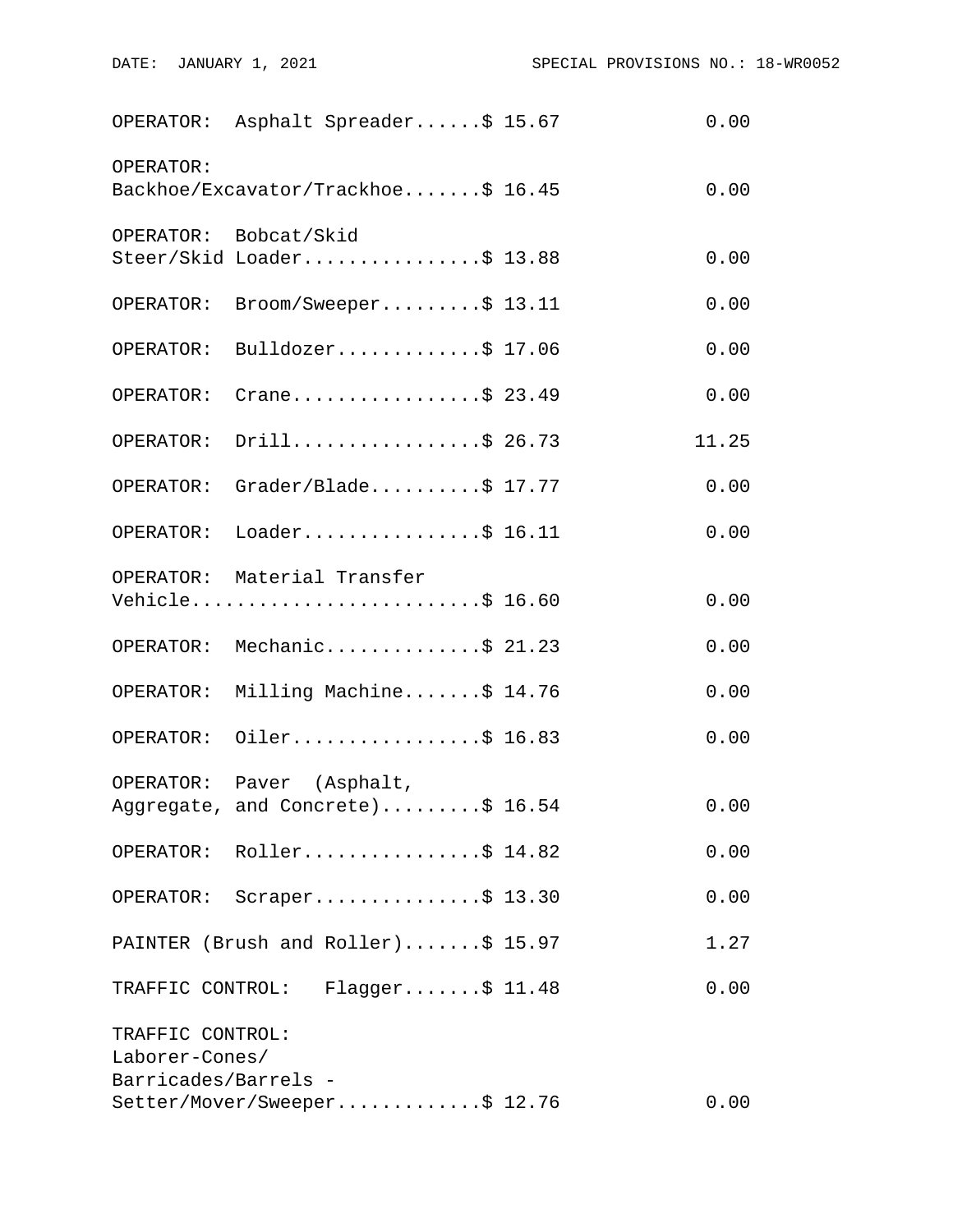| Classification | Rates | Fringes |
|---|---|---|
| OPERATOR: Asphalt Spreader | $ 15.67 | 0.00 |
| OPERATOR: Backhoe/Excavator/Trackhoe | $ 16.45 | 0.00 |
| OPERATOR: Bobcat/Skid Steer/Skid Loader | $ 13.88 | 0.00 |
| OPERATOR: Broom/Sweeper | $ 13.11 | 0.00 |
| OPERATOR: Bulldozer | $ 17.06 | 0.00 |
| OPERATOR: Crane | $ 23.49 | 0.00 |
| OPERATOR: Drill | $ 26.73 | 11.25 |
| OPERATOR: Grader/Blade | $ 17.77 | 0.00 |
| OPERATOR: Loader | $ 16.11 | 0.00 |
| OPERATOR: Material Transfer Vehicle | $ 16.60 | 0.00 |
| OPERATOR: Mechanic | $ 21.23 | 0.00 |
| OPERATOR: Milling Machine | $ 14.76 | 0.00 |
| OPERATOR: Oiler | $ 16.83 | 0.00 |
| OPERATOR: Paver (Asphalt, Aggregate, and Concrete) | $ 16.54 | 0.00 |
| OPERATOR: Roller | $ 14.82 | 0.00 |
| OPERATOR: Scraper | $ 13.30 | 0.00 |
| PAINTER (Brush and Roller) | $ 15.97 | 1.27 |
| TRAFFIC CONTROL: Flagger | $ 11.48 | 0.00 |
| TRAFFIC CONTROL: Laborer-Cones/ Barricades/Barrels - Setter/Mover/Sweeper | $ 12.76 | 0.00 |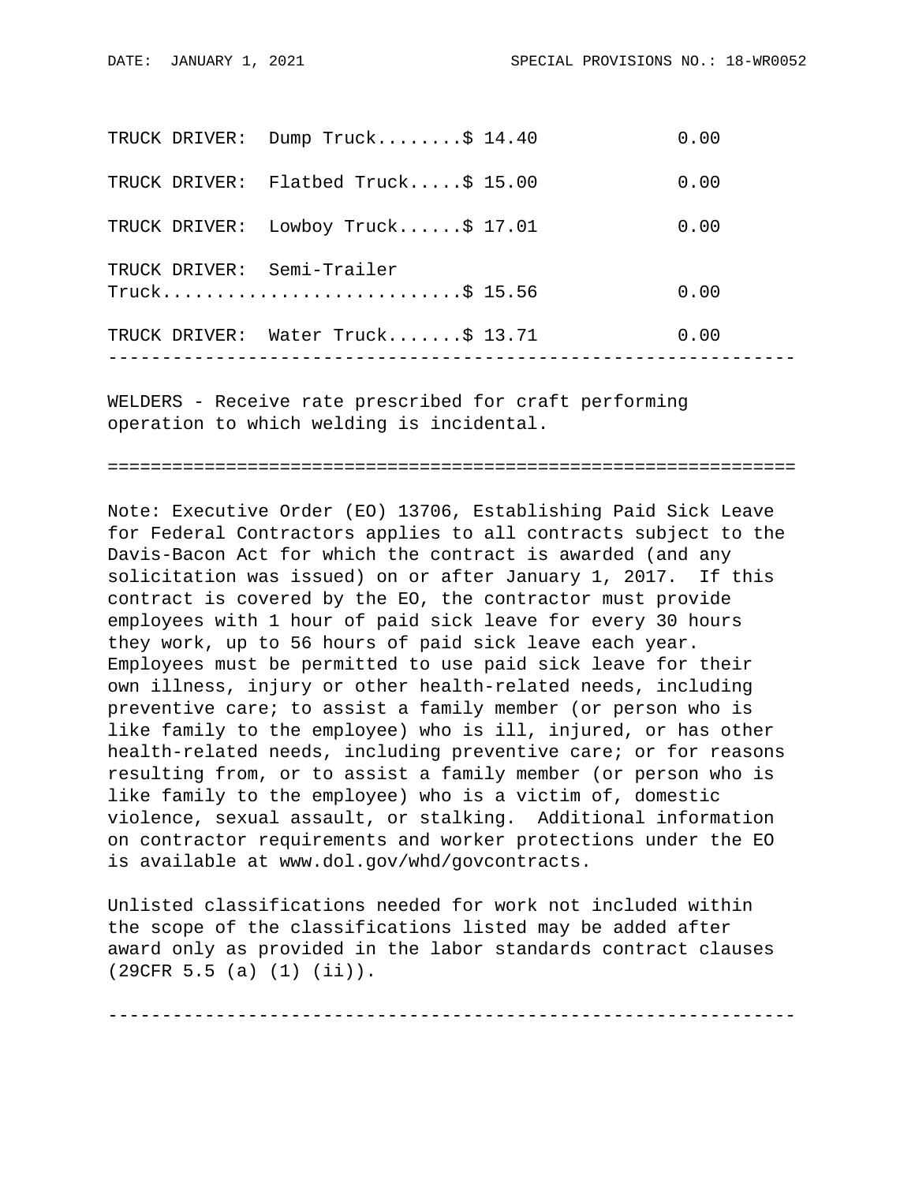| Classification | Rates | Fringes |
|---|---|---|
| TRUCK DRIVER: Dump Truck | $ 14.40 | 0.00 |
| TRUCK DRIVER: Flatbed Truck | $ 15.00 | 0.00 |
| TRUCK DRIVER: Lowboy Truck | $ 17.01 | 0.00 |
| TRUCK DRIVER: Semi-Trailer Truck | $ 15.56 | 0.00 |
| TRUCK DRIVER: Water Truck | $ 13.71 | 0.00 |

---

WELDERS - Receive rate prescribed for craft performing operation to which welding is incidental.

---

Note: Executive Order (EO) 13706, Establishing Paid Sick Leave for Federal Contractors applies to all contracts subject to the Davis-Bacon Act for which the contract is awarded (and any solicitation was issued) on or after January 1, 2017. If this contract is covered by the EO, the contractor must provide employees with 1 hour of paid sick leave for every 30 hours they work, up to 56 hours of paid sick leave each year. Employees must be permitted to use paid sick leave for their own illness, injury or other health-related needs, including preventive care; to assist a family member (or person who is like family to the employee) who is ill, injured, or has other health-related needs, including preventive care; or for reasons resulting from, or to assist a family member (or person who is like family to the employee) who is a victim of, domestic violence, sexual assault, or stalking. Additional information on contractor requirements and worker protections under the EO is available at www.dol.gov/whd/govcontracts.

Unlisted classifications needed for work not included within the scope of the classifications listed may be added after award only as provided in the labor standards contract clauses (29CFR 5.5 (a) (1) (ii)).

---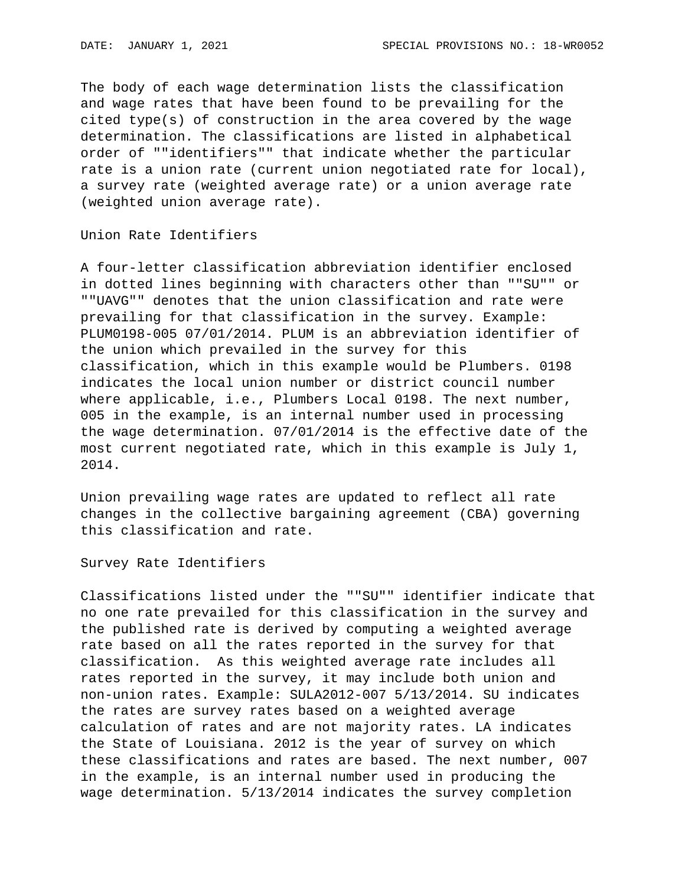The body of each wage determination lists the classification and wage rates that have been found to be prevailing for the cited type(s) of construction in the area covered by the wage determination. The classifications are listed in alphabetical order of ""identifiers"" that indicate whether the particular rate is a union rate (current union negotiated rate for local), a survey rate (weighted average rate) or a union average rate (weighted union average rate).

Union Rate Identifiers

A four-letter classification abbreviation identifier enclosed in dotted lines beginning with characters other than ""SU"" or ""UAVG"" denotes that the union classification and rate were prevailing for that classification in the survey. Example: PLUM0198-005 07/01/2014. PLUM is an abbreviation identifier of the union which prevailed in the survey for this classification, which in this example would be Plumbers. 0198 indicates the local union number or district council number where applicable, i.e., Plumbers Local 0198. The next number, 005 in the example, is an internal number used in processing the wage determination. 07/01/2014 is the effective date of the most current negotiated rate, which in this example is July 1, 2014.

Union prevailing wage rates are updated to reflect all rate changes in the collective bargaining agreement (CBA) governing this classification and rate.

Survey Rate Identifiers

Classifications listed under the ""SU"" identifier indicate that no one rate prevailed for this classification in the survey and the published rate is derived by computing a weighted average rate based on all the rates reported in the survey for that classification. As this weighted average rate includes all rates reported in the survey, it may include both union and non-union rates. Example: SULA2012-007 5/13/2014. SU indicates the rates are survey rates based on a weighted average calculation of rates and are not majority rates. LA indicates the State of Louisiana. 2012 is the year of survey on which these classifications and rates are based. The next number, 007 in the example, is an internal number used in producing the wage determination. 5/13/2014 indicates the survey completion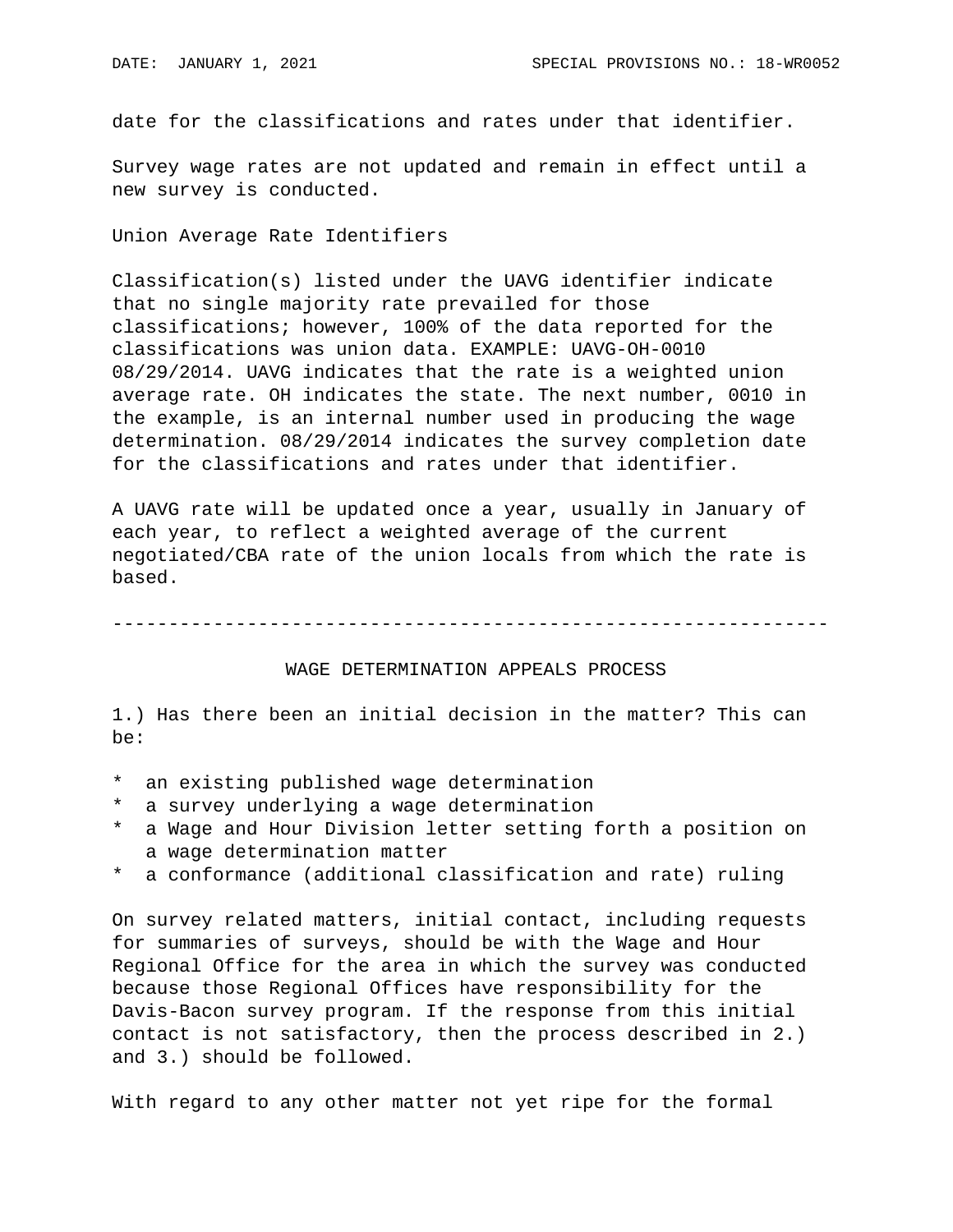date for the classifications and rates under that identifier.

Survey wage rates are not updated and remain in effect until a new survey is conducted.

Union Average Rate Identifiers

Classification(s) listed under the UAVG identifier indicate that no single majority rate prevailed for those classifications; however, 100% of the data reported for the classifications was union data. EXAMPLE: UAVG-OH-0010 08/29/2014. UAVG indicates that the rate is a weighted union average rate. OH indicates the state. The next number, 0010 in the example, is an internal number used in producing the wage determination. 08/29/2014 indicates the survey completion date for the classifications and rates under that identifier.

A UAVG rate will be updated once a year, usually in January of each year, to reflect a weighted average of the current negotiated/CBA rate of the union locals from which the rate is based.

----------------------------------------------------------------

## WAGE DETERMINATION APPEALS PROCESS

1.) Has there been an initial decision in the matter? This can be:

* an existing published wage determination
* a survey underlying a wage determination
* a Wage and Hour Division letter setting forth a position on a wage determination matter
* a conformance (additional classification and rate) ruling

On survey related matters, initial contact, including requests for summaries of surveys, should be with the Wage and Hour Regional Office for the area in which the survey was conducted because those Regional Offices have responsibility for the Davis-Bacon survey program. If the response from this initial contact is not satisfactory, then the process described in 2.) and 3.) should be followed.

With regard to any other matter not yet ripe for the formal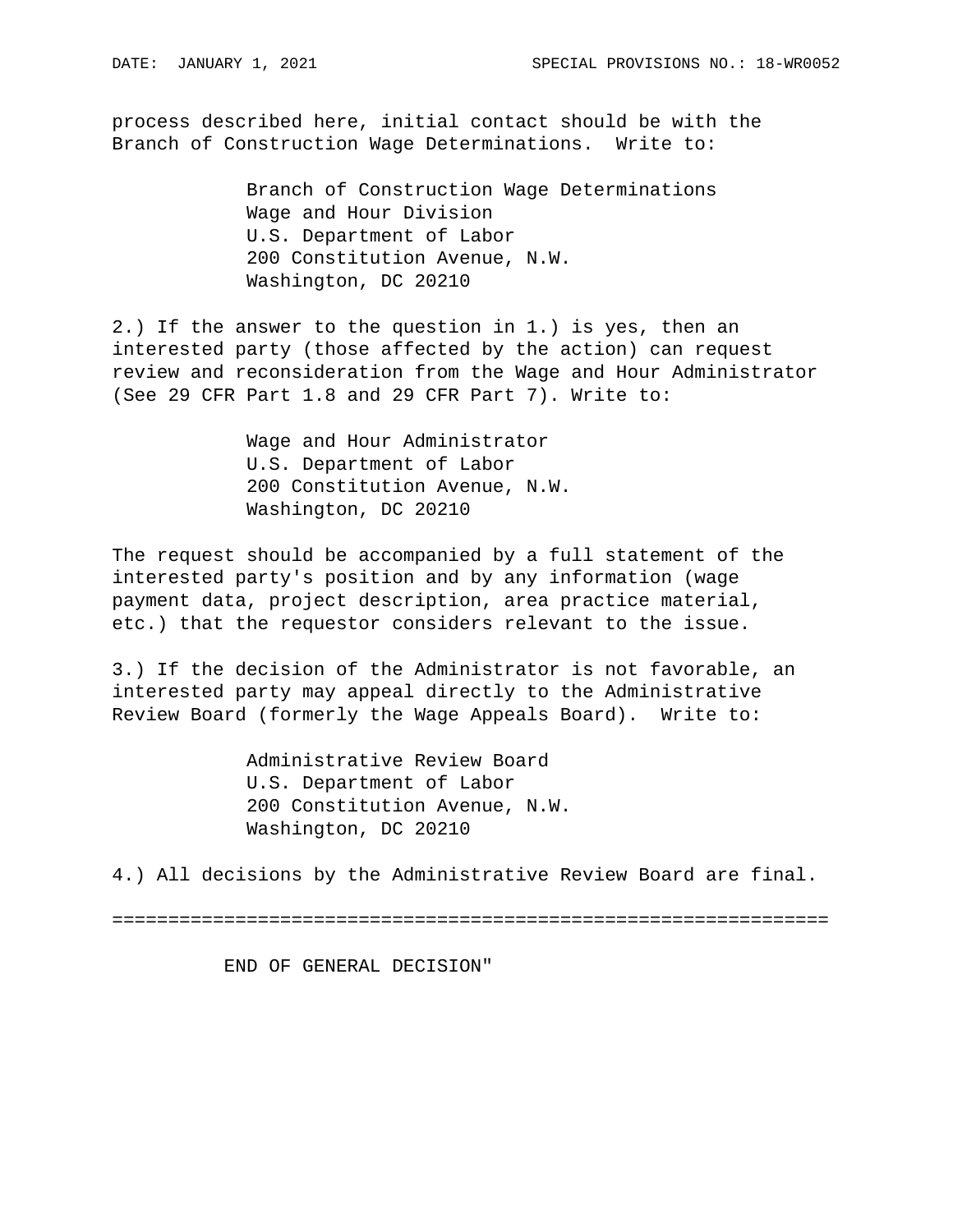process described here, initial contact should be with the Branch of Construction Wage Determinations. Write to:

Branch of Construction Wage Determinations
Wage and Hour Division
U.S. Department of Labor
200 Constitution Avenue, N.W.
Washington, DC 20210

2.) If the answer to the question in 1.) is yes, then an interested party (those affected by the action) can request review and reconsideration from the Wage and Hour Administrator (See 29 CFR Part 1.8 and 29 CFR Part 7). Write to:

Wage and Hour Administrator
U.S. Department of Labor
200 Constitution Avenue, N.W.
Washington, DC 20210

The request should be accompanied by a full statement of the interested party's position and by any information (wage payment data, project description, area practice material, etc.) that the requestor considers relevant to the issue.

3.) If the decision of the Administrator is not favorable, an interested party may appeal directly to the Administrative Review Board (formerly the Wage Appeals Board). Write to:

Administrative Review Board
U.S. Department of Labor
200 Constitution Avenue, N.W.
Washington, DC 20210

4.) All decisions by the Administrative Review Board are final.

================================================================

END OF GENERAL DECISION"